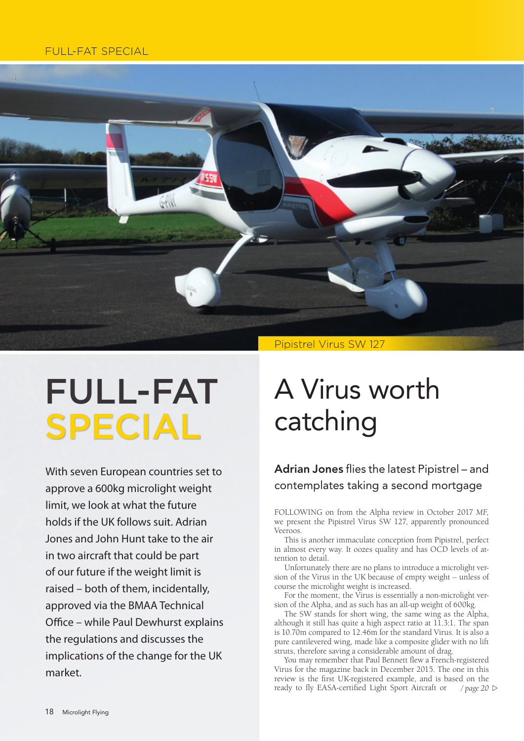Pipistrel Virus SW 127

# FULL-FAT SPECIAL

With seven European countries set to approve a 600kg microlight weight limit, we look at what the future holds if the UK follows suit. Adrian Jones and John Hunt take to the air in two aircraft that could be part of our future if the weight limit is raised – both of them, incidentally, approved via the BMAA Technical Office – while Paul Dewhurst explains the regulations and discusses the implications of the change for the UK market.

# A Virus worth catching

## **Adrian Jones** flies the latest Pipistrel – and contemplates taking a second mortgage

FOLLOWING on from the Alpha review in October 2017 *MF*, we present the Pipistrel Virus SW 127, apparently pronounced Veeroos.

This is another immaculate conception from Pipistrel, perfect in almost every way. It oozes quality and has OCD levels of attention to detail.

Unfortunately there are no plans to introduce a microlight version of the Virus in the UK because of empty weight – unless of course the microlight weight is increased.

For the moment, the Virus is essentially a non-microlight version of the Alpha, and as such has an all-up weight of 600kg.

The SW stands for short wing, the same wing as the Alpha, although it still has quite a high aspect ratio at 11.3:1. The span is 10.70m compared to 12.46m for the standard Virus. It is also a pure cantilevered wing, made like a composite glider with no lift struts, therefore saving a considerable amount of drag.

You may remember that Paul Bennett flew a French-registered Virus for the magazine back in December 2015. The one in this review is the first UK-registered example, and is based on the ready to fly EASA-certified Light Sport Aircraft or *[/ page 20 ▷]*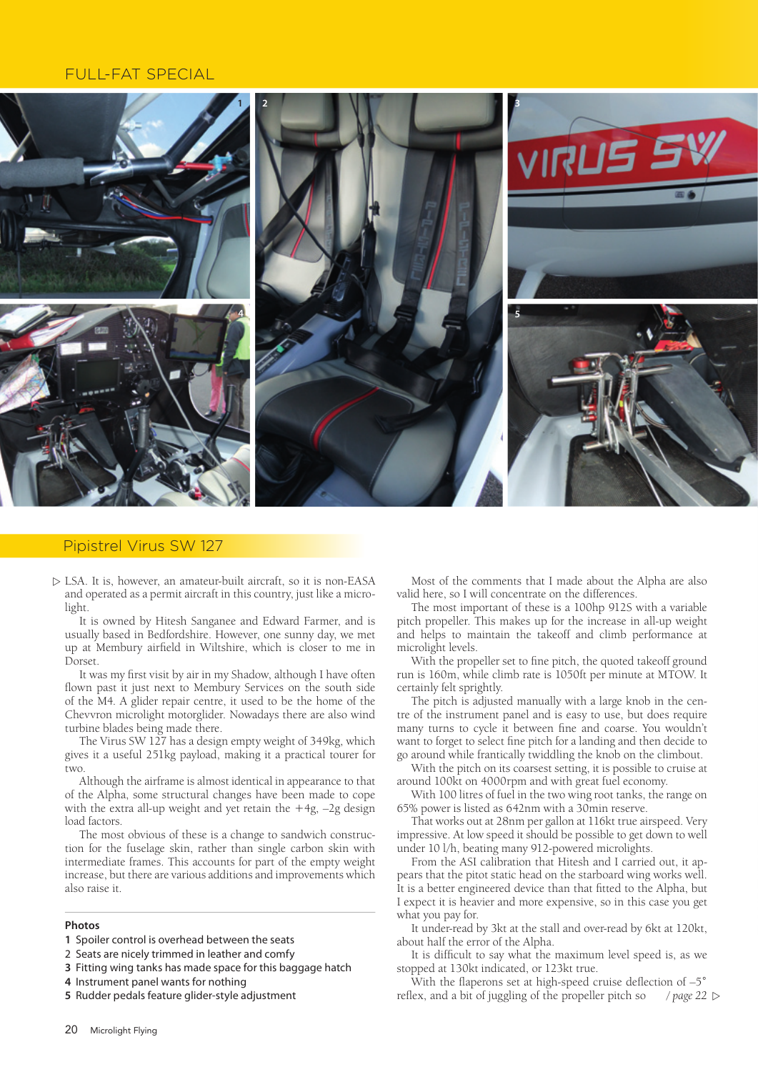## Pipistrel Virus SW 127

▷ LSA. It is, however, an amateur-built aircraft, so it is non-EASA and operated as a permit aircraft in this country, just like a microlight.

It is owned by Hitesh Sanganee and Edward Farmer, and is usually based in Bedfordshire. However, one sunny day, we met up at Membury airfield in Wiltshire, which is closer to me in Dorset.

It was my first visit by air in my Shadow, although I have often flown past it just next to Membury Services on the south side of the M4. A glider repair centre, it used to be the home of the Chevvron microlight motorglider. Nowadays there are also wind turbine blades being made there.

The Virus SW 127 has a design empty weight of 349kg, which gives it a useful 251kg payload, making it a practical tourer for two.

Although the airframe is almost identical in appearance to that of the Alpha, some structural changes have been made to cope with the extra all-up weight and yet retain the +4g, –2g design load factors.

The most obvious of these is a change to sandwich construction for the fuselage skin, rather than single carbon skin with intermediate frames. This accounts for part of the empty weight increase, but there are various additions and improvements which also raise it.

**Photos**

1 Spoiler control is overhead between the seats
2 Seats are nicely trimmed in leather and comfy
3 Fitting wing tanks has made space for this baggage hatch
4 Instrument panel wants for nothing
5 Rudder pedals feature glider-style adjustment

Most of the comments that I made about the Alpha are also valid here, so I will concentrate on the differences.

The most important of these is a 100hp 912S with a variable pitch propeller. This makes up for the increase in all-up weight and helps to maintain the takeoff and climb performance at microlight levels.

With the propeller set to fine pitch, the quoted takeoff ground run is 160m, while climb rate is 1050ft per minute at MTOW. It certainly felt sprightly.

The pitch is adjusted manually with a large knob in the centre of the instrument panel and is easy to use, but does require many turns to cycle it between fine and coarse. You wouldn't want to forget to select fine pitch for a landing and then decide to go around while frantically twiddling the knob on the climbout.

With the pitch on its coarsest setting, it is possible to cruise at around 100kt on 4000rpm and with great fuel economy.

With 100 litres of fuel in the two wing root tanks, the range on 65% power is listed as 642nm with a 30min reserve.

That works out at 28nm per gallon at 116kt true airspeed. Very impressive. At low speed it should be possible to get down to well under 10 l/h, beating many 912-powered microlights.

From the ASI calibration that Hitesh and I carried out, it appears that the pitot static head on the starboard wing works well. It is a better engineered device than that fitted to the Alpha, but I expect it is heavier and more expensive, so in this case you get what you pay for.

It under-read by 3kt at the stall and over-read by 6kt at 120kt, about half the error of the Alpha.

It is difficult to say what the maximum level speed is, as we stopped at 130kt indicated, or 123kt true.

With the flaperons set at high-speed cruise deflection of –5° reflex, and a bit of juggling of the propeller pitch so *  / page 22* ▷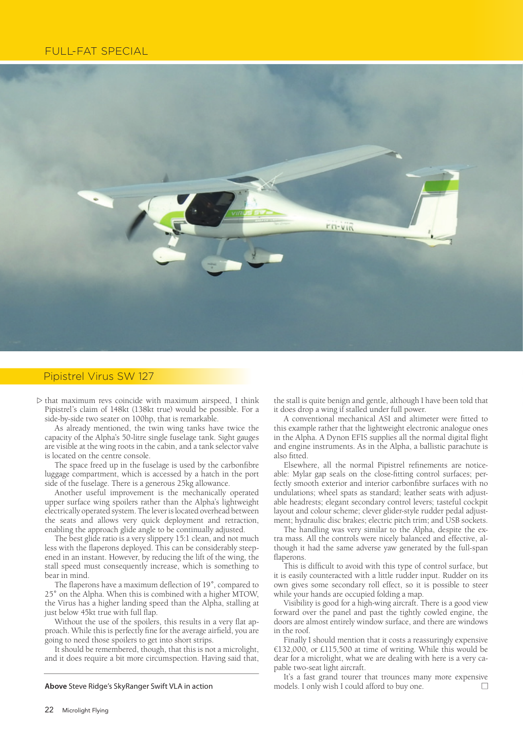## Pipistrel Virus SW 127

that maximum revs coincide with maximum airspeed, I think Pipistrel's claim of 148kt (138kt true) would be possible. For a side-by-side two seater on 100hp, that is remarkable.

As already mentioned, the twin wing tanks have twice the capacity of the Alpha's 50-litre single fuselage tank. Sight gauges are visible at the wing roots in the cabin, and a tank selector valve is located on the centre console.

The space freed up in the fuselage is used by the carbonfibre luggage compartment, which is accessed by a hatch in the port side of the fuselage. There is a generous 25kg allowance.

Another useful improvement is the mechanically operated upper surface wing spoilers rather than the Alpha's lightweight electrically operated system. The lever is located overhead between the seats and allows very quick deployment and retraction, enabling the approach glide angle to be continually adjusted.

The best glide ratio is a very slippery 15:1 clean, and not much less with the flaperons deployed. This can be considerably steepened in an instant. However, by reducing the lift of the wing, the stall speed must consequently increase, which is something to bear in mind.

The flaperons have a maximum deflection of 19°, compared to 25° on the Alpha. When this is combined with a higher MTOW, the Virus has a higher landing speed than the Alpha, stalling at just below 45kt true with full flap.

Without the use of the spoilers, this results in a very flat approach. While this is perfectly fine for the average airfield, you are going to need those spoilers to get into short strips.

It should be remembered, though, that this is not a microlight, and it does require a bit more circumspection. Having said that, the stall is quite benign and gentle, although I have been told that it does drop a wing if stalled under full power.

A conventional mechanical ASI and altimeter were fitted to this example rather that the lightweight electronic analogue ones in the Alpha. A Dynon EFIS supplies all the normal digital flight and engine instruments. As in the Alpha, a ballistic parachute is also fitted.

Elsewhere, all the normal Pipistrel refinements are noticeable: Mylar gap seals on the close-fitting control surfaces; perfectly smooth exterior and interior carbonfibre surfaces with no undulations; wheel spats as standard; leather seats with adjustable headrests; elegant secondary control levers; tasteful cockpit layout and colour scheme; clever glider-style rudder pedal adjustment; hydraulic disc brakes; electric pitch trim; and USB sockets.

The handling was very similar to the Alpha, despite the extra mass. All the controls were nicely balanced and effective, although it had the same adverse yaw generated by the full-span flaperons.

This is difficult to avoid with this type of control surface, but it is easily counteracted with a little rudder input. Rudder on its own gives some secondary roll effect, so it is possible to steer while your hands are occupied folding a map.

Visibility is good for a high-wing aircraft. There is a good view forward over the panel and past the tightly cowled engine, the doors are almost entirely window surface, and there are windows in the roof.

Finally I should mention that it costs a reassuringly expensive €132,000, or £115,500 at time of writing. While this would be dear for a microlight, what we are dealing with here is a very capable two-seat light aircraft.

It's a fast grand tourer that trounces many more expensive models. I only wish I could afford to buy one.

**Above** Steve Ridge's SkyRanger Swift VLA in action